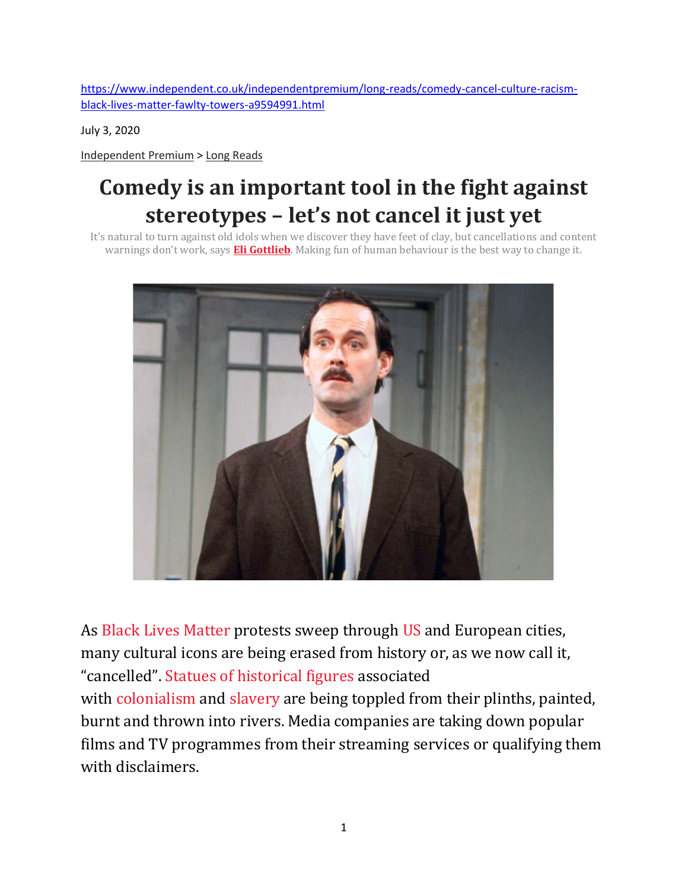https://www.independent.co.uk/independentpremium/long-reads/comedy-cancel-culture-racism-black-lives-matter-fawlty-towers-a9594991.html

July 3, 2020

Independent Premium > Long Reads

# Comedy is an important tool in the fight against stereotypes – let's not cancel it just yet

It's natural to turn against old idols when we discover they have feet of clay, but cancellations and content warnings don't work, says **Eli Gottlieb**. Making fun of human behaviour is the best way to change it.

As Black Lives Matter protests sweep through US and European cities, many cultural icons are being erased from history or, as we now call it, "cancelled". Statues of historical figures associated with colonialism and slavery are being toppled from their plinths, painted, burnt and thrown into rivers. Media companies are taking down popular films and TV programmes from their streaming services or qualifying them with disclaimers.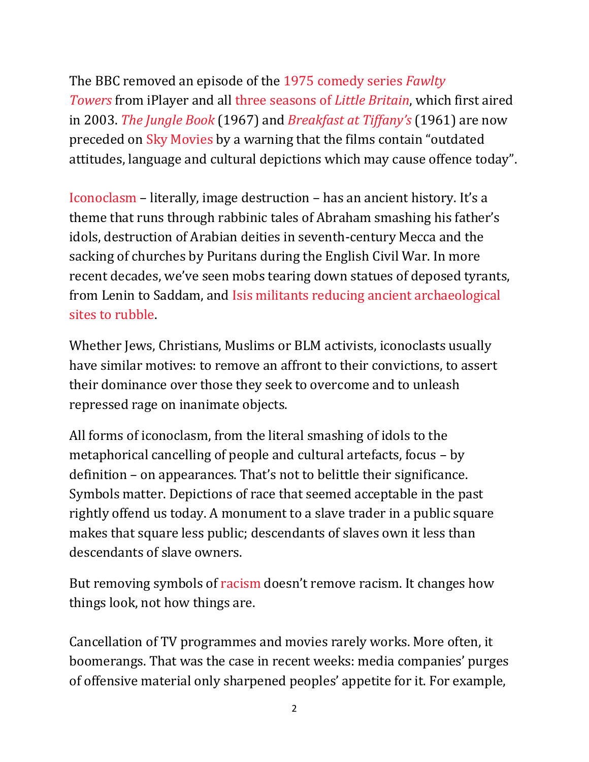The BBC removed an episode of the 1975 comedy series *Fawlty Towers* from iPlayer and all three seasons of *Little Britain*, which first aired in 2003. *The Jungle Book* (1967) and *Breakfast at Tiffany's* (1961) are now preceded on Sky Movies by a warning that the films contain "outdated attitudes, language and cultural depictions which may cause offence today".

Iconoclasm – literally, image destruction – has an ancient history. It's a theme that runs through rabbinic tales of Abraham smashing his father's idols, destruction of Arabian deities in seventh-century Mecca and the sacking of churches by Puritans during the English Civil War. In more recent decades, we've seen mobs tearing down statues of deposed tyrants, from Lenin to Saddam, and Isis militants reducing ancient archaeological sites to rubble.

Whether Jews, Christians, Muslims or BLM activists, iconoclasts usually have similar motives: to remove an affront to their convictions, to assert their dominance over those they seek to overcome and to unleash repressed rage on inanimate objects.

All forms of iconoclasm, from the literal smashing of idols to the metaphorical cancelling of people and cultural artefacts, focus – by definition – on appearances. That's not to belittle their significance. Symbols matter. Depictions of race that seemed acceptable in the past rightly offend us today. A monument to a slave trader in a public square makes that square less public; descendants of slaves own it less than descendants of slave owners.

But removing symbols of racism doesn't remove racism. It changes how things look, not how things are.

Cancellation of TV programmes and movies rarely works. More often, it boomerangs. That was the case in recent weeks: media companies' purges of offensive material only sharpened peoples' appetite for it. For example,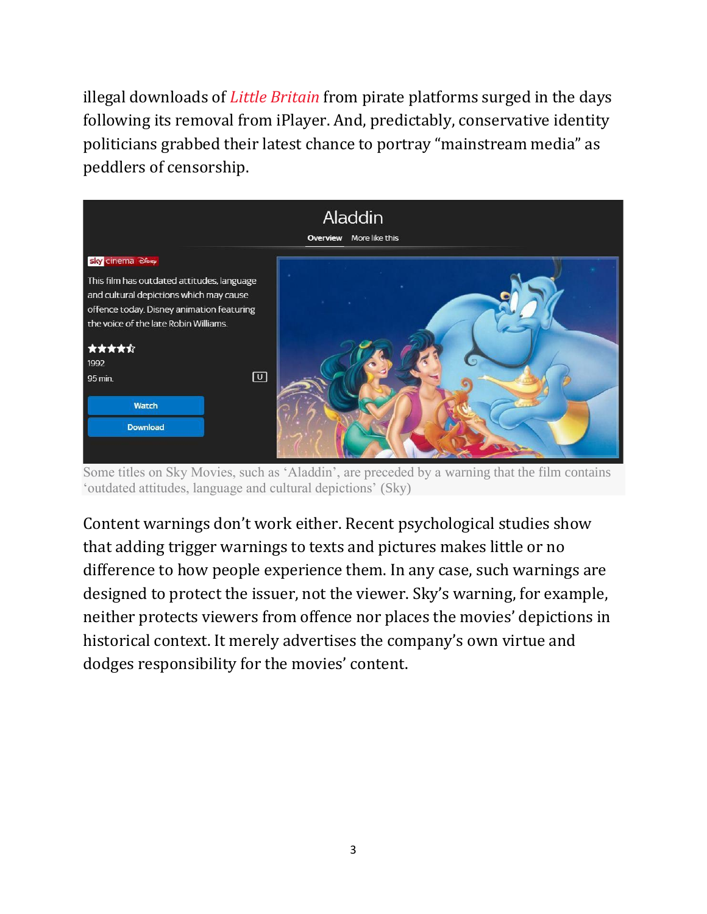illegal downloads of *Little Britain* from pirate platforms surged in the days following its removal from iPlayer. And, predictably, conservative identity politicians grabbed their latest chance to portray "mainstream media" as peddlers of censorship.

Some titles on Sky Movies, such as 'Aladdin', are preceded by a warning that the film contains 'outdated attitudes, language and cultural depictions' (Sky)

Content warnings don't work either. Recent psychological studies show that adding trigger warnings to texts and pictures makes little or no difference to how people experience them. In any case, such warnings are designed to protect the issuer, not the viewer. Sky's warning, for example, neither protects viewers from offence nor places the movies' depictions in historical context. It merely advertises the company's own virtue and dodges responsibility for the movies' content.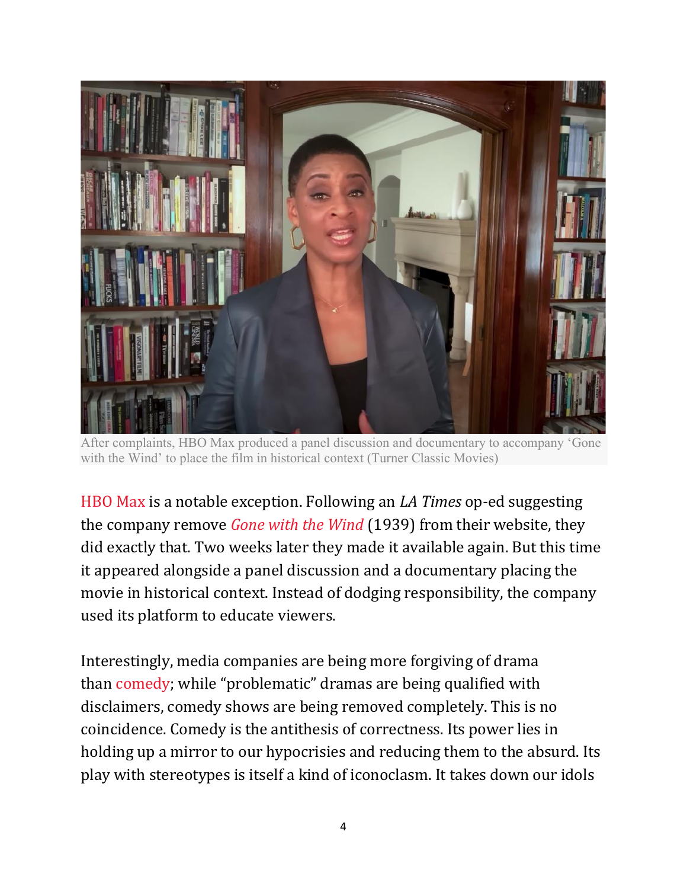After complaints, HBO Max produced a panel discussion and documentary to accompany 'Gone with the Wind' to place the film in historical context (Turner Classic Movies)

HBO Max is a notable exception. Following an *LA Times* op-ed suggesting the company remove *Gone with the Wind* (1939) from their website, they did exactly that. Two weeks later they made it available again. But this time it appeared alongside a panel discussion and a documentary placing the movie in historical context. Instead of dodging responsibility, the company used its platform to educate viewers.

Interestingly, media companies are being more forgiving of drama than comedy; while "problematic" dramas are being qualified with disclaimers, comedy shows are being removed completely. This is no coincidence. Comedy is the antithesis of correctness. Its power lies in holding up a mirror to our hypocrisies and reducing them to the absurd. Its play with stereotypes is itself a kind of iconoclasm. It takes down our idols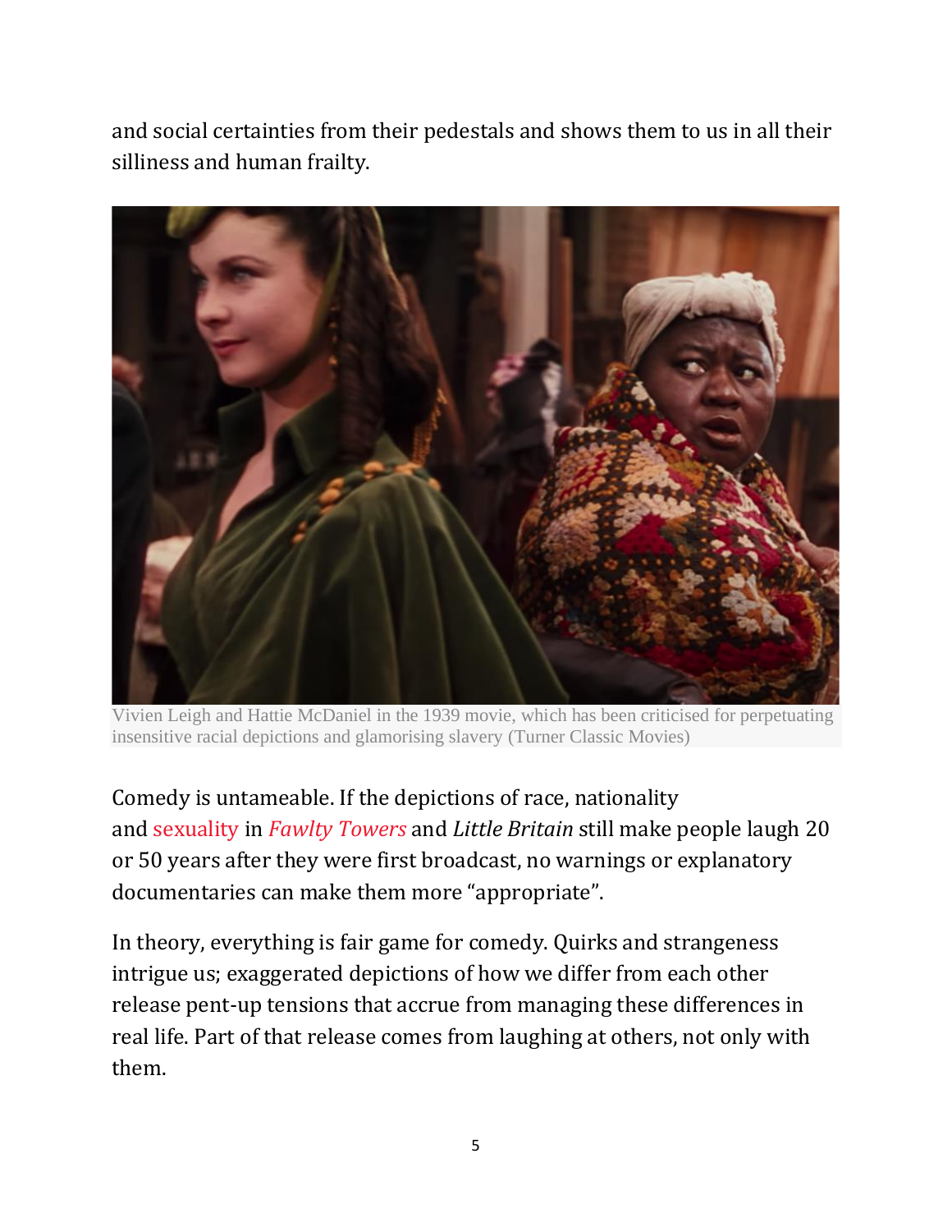and social certainties from their pedestals and shows them to us in all their silliness and human frailty.

Vivien Leigh and Hattie McDaniel in the 1939 movie, which has been criticised for perpetuating insensitive racial depictions and glamorising slavery (Turner Classic Movies)

Comedy is untameable. If the depictions of race, nationality and sexuality in *Fawlty Towers* and *Little Britain* still make people laugh 20 or 50 years after they were first broadcast, no warnings or explanatory documentaries can make them more "appropriate".

In theory, everything is fair game for comedy. Quirks and strangeness intrigue us; exaggerated depictions of how we differ from each other release pent-up tensions that accrue from managing these differences in real life. Part of that release comes from laughing at others, not only with them.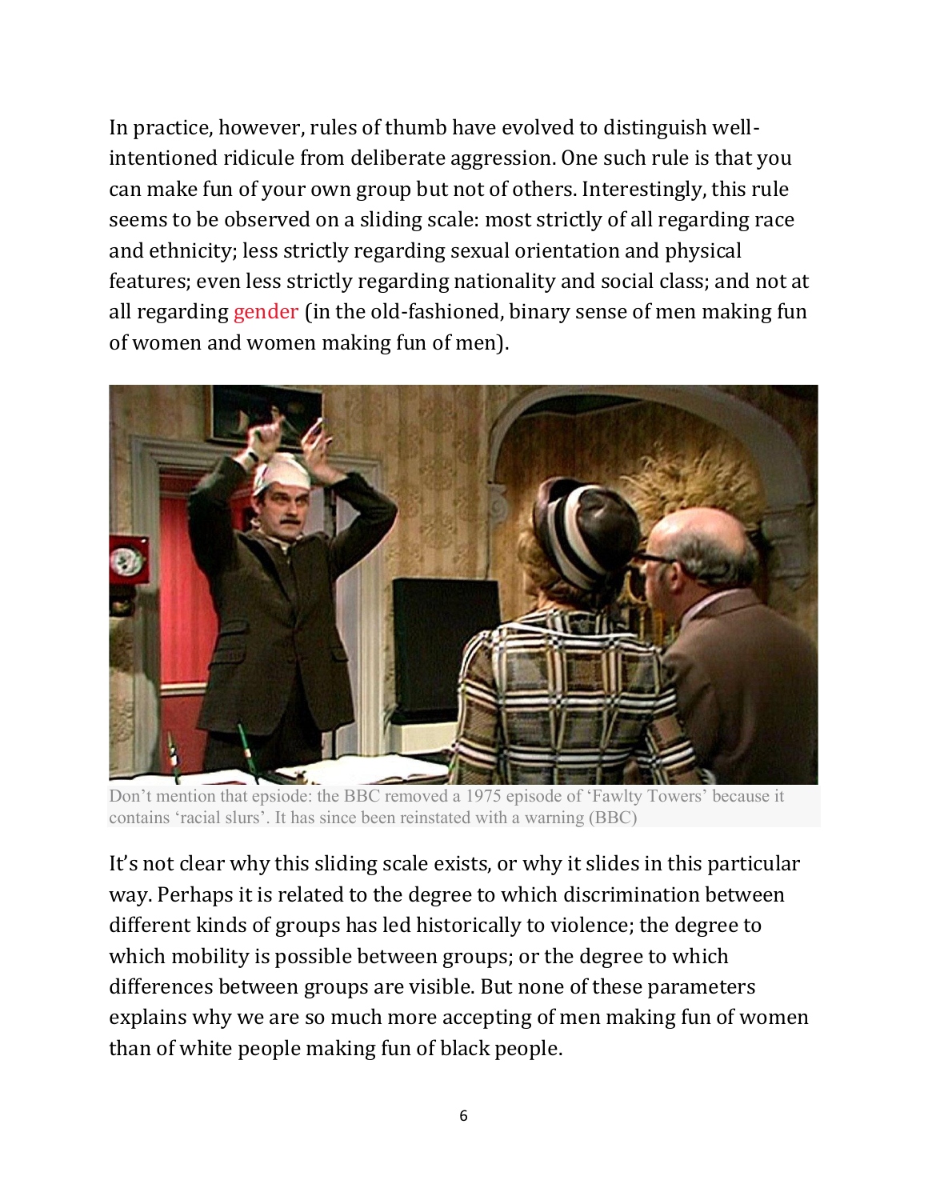In practice, however, rules of thumb have evolved to distinguish well-intentioned ridicule from deliberate aggression. One such rule is that you can make fun of your own group but not of others. Interestingly, this rule seems to be observed on a sliding scale: most strictly of all regarding race and ethnicity; less strictly regarding sexual orientation and physical features; even less strictly regarding nationality and social class; and not at all regarding gender (in the old-fashioned, binary sense of men making fun of women and women making fun of men).

Don't mention that epsiode: the BBC removed a 1975 episode of 'Fawlty Towers' because it contains 'racial slurs'. It has since been reinstated with a warning (BBC)

It's not clear why this sliding scale exists, or why it slides in this particular way. Perhaps it is related to the degree to which discrimination between different kinds of groups has led historically to violence; the degree to which mobility is possible between groups; or the degree to which differences between groups are visible. But none of these parameters explains why we are so much more accepting of men making fun of women than of white people making fun of black people.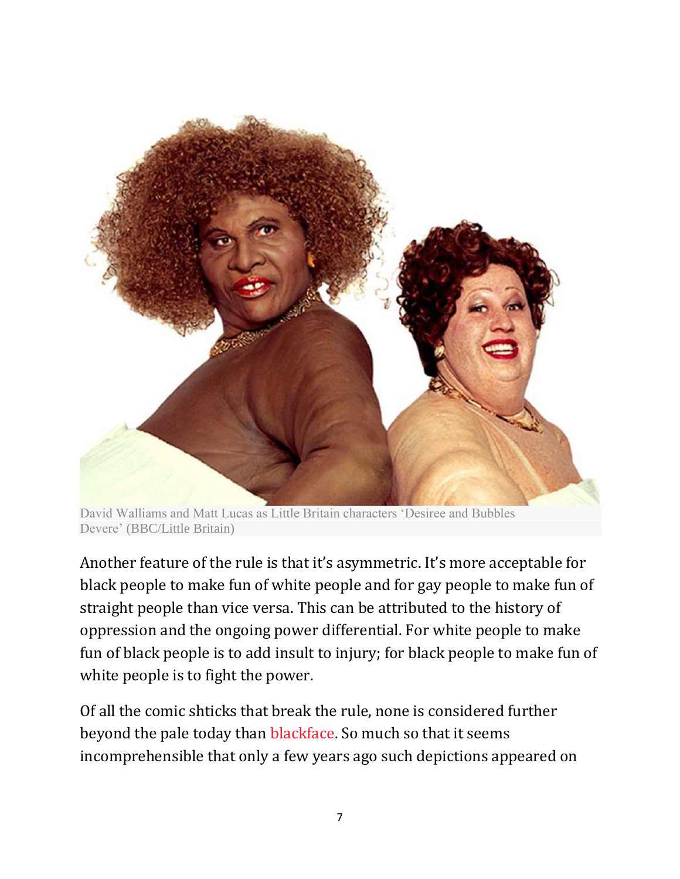David Walliams and Matt Lucas as Little Britain characters ‘Desiree and Bubbles Devere’ (BBC/Little Britain)

Another feature of the rule is that it’s asymmetric. It’s more acceptable for black people to make fun of white people and for gay people to make fun of straight people than vice versa. This can be attributed to the history of oppression and the ongoing power differential. For white people to make fun of black people is to add insult to injury; for black people to make fun of white people is to fight the power.

Of all the comic shticks that break the rule, none is considered further beyond the pale today than blackface. So much so that it seems incomprehensible that only a few years ago such depictions appeared on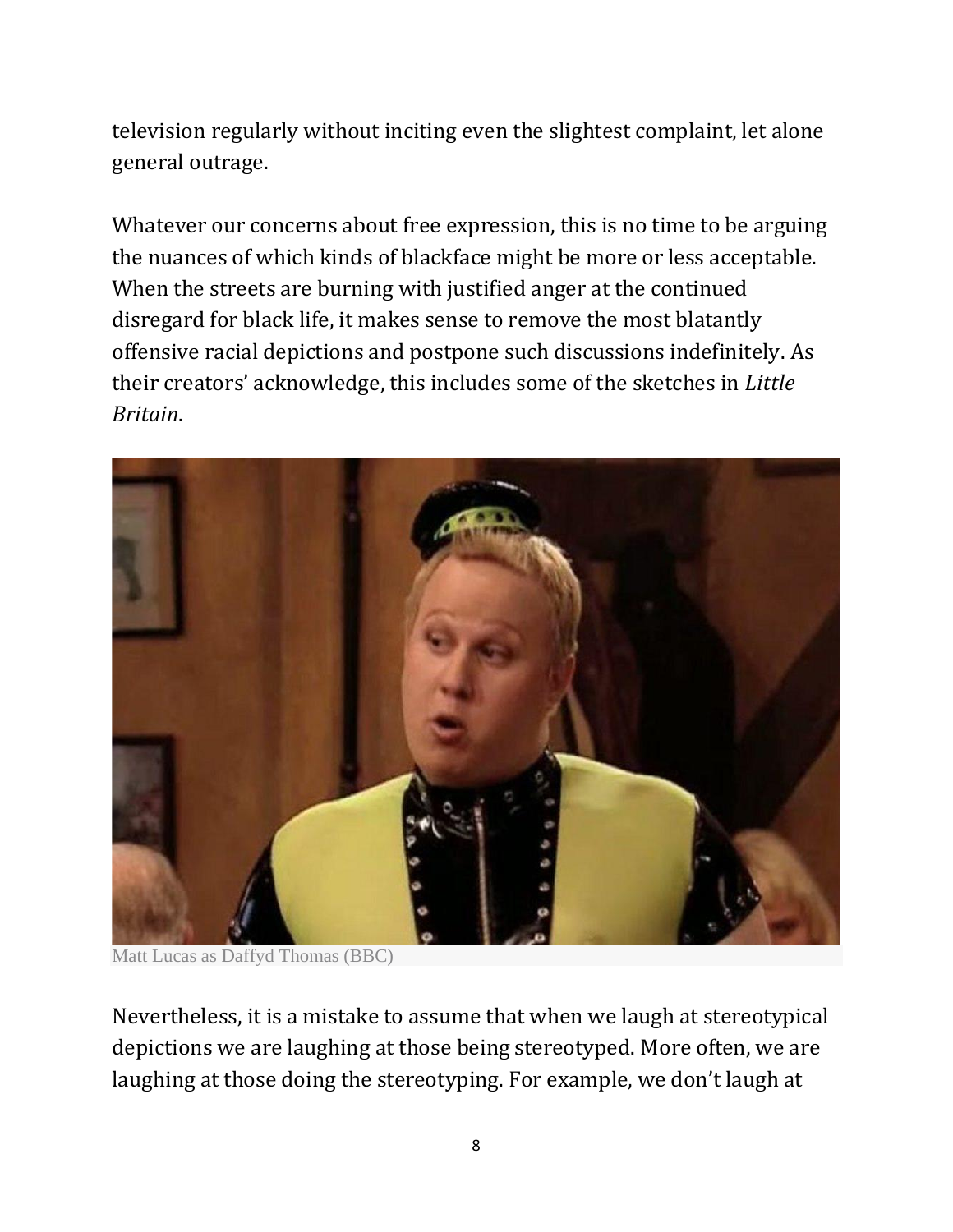television regularly without inciting even the slightest complaint, let alone general outrage.

Whatever our concerns about free expression, this is no time to be arguing the nuances of which kinds of blackface might be more or less acceptable. When the streets are burning with justified anger at the continued disregard for black life, it makes sense to remove the most blatantly offensive racial depictions and postpone such discussions indefinitely. As their creators' acknowledge, this includes some of the sketches in *Little Britain*.

Matt Lucas as Daffyd Thomas (BBC)

Nevertheless, it is a mistake to assume that when we laugh at stereotypical depictions we are laughing at those being stereotyped. More often, we are laughing at those doing the stereotyping. For example, we don't laugh at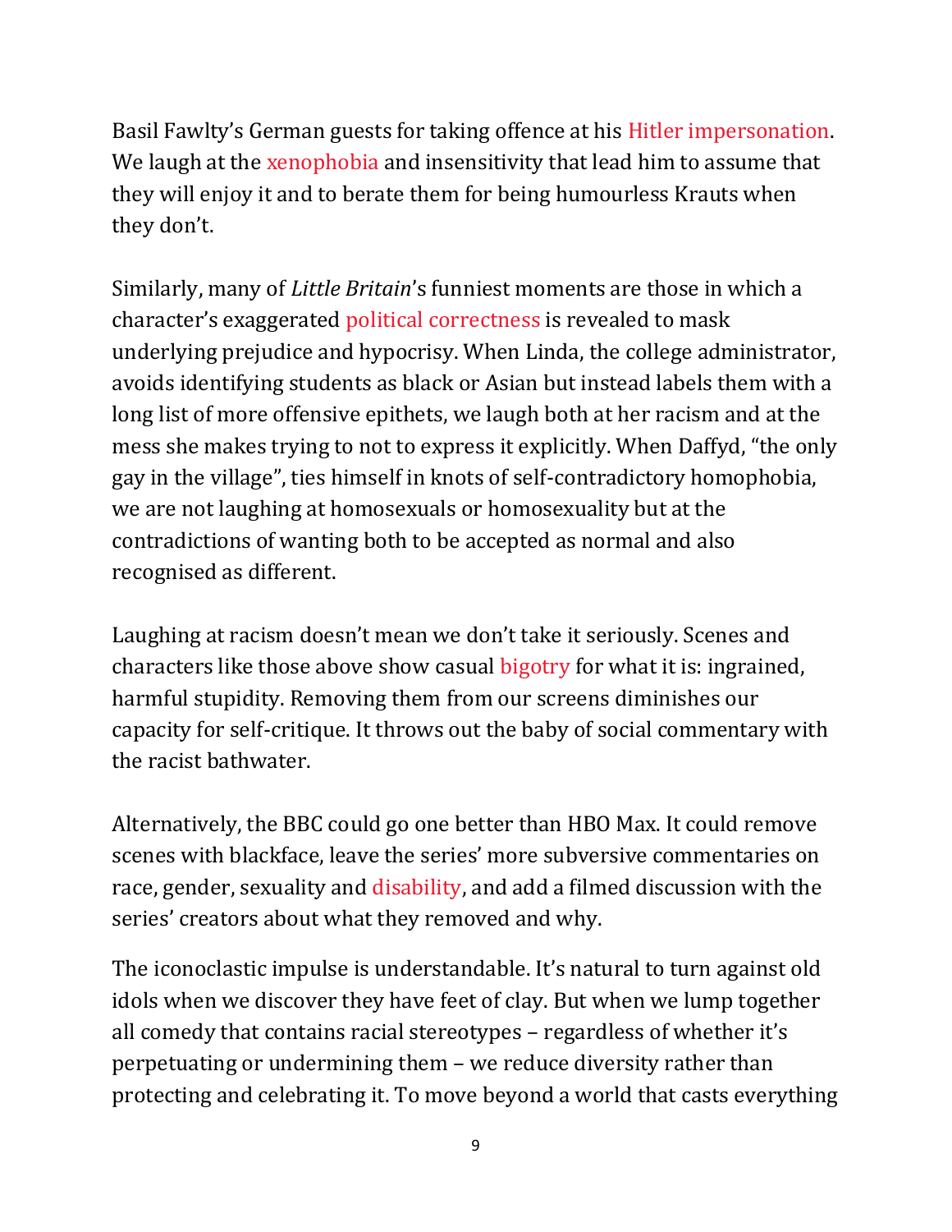Basil Fawlty's German guests for taking offence at his Hitler impersonation. We laugh at the xenophobia and insensitivity that lead him to assume that they will enjoy it and to berate them for being humourless Krauts when they don't.

Similarly, many of *Little Britain*'s funniest moments are those in which a character's exaggerated political correctness is revealed to mask underlying prejudice and hypocrisy. When Linda, the college administrator, avoids identifying students as black or Asian but instead labels them with a long list of more offensive epithets, we laugh both at her racism and at the mess she makes trying to not to express it explicitly. When Daffyd, "the only gay in the village", ties himself in knots of self-contradictory homophobia, we are not laughing at homosexuals or homosexuality but at the contradictions of wanting both to be accepted as normal and also recognised as different.

Laughing at racism doesn't mean we don't take it seriously. Scenes and characters like those above show casual bigotry for what it is: ingrained, harmful stupidity. Removing them from our screens diminishes our capacity for self-critique. It throws out the baby of social commentary with the racist bathwater.

Alternatively, the BBC could go one better than HBO Max. It could remove scenes with blackface, leave the series' more subversive commentaries on race, gender, sexuality and disability, and add a filmed discussion with the series' creators about what they removed and why.

The iconoclastic impulse is understandable. It's natural to turn against old idols when we discover they have feet of clay. But when we lump together all comedy that contains racial stereotypes – regardless of whether it's perpetuating or undermining them – we reduce diversity rather than protecting and celebrating it. To move beyond a world that casts everything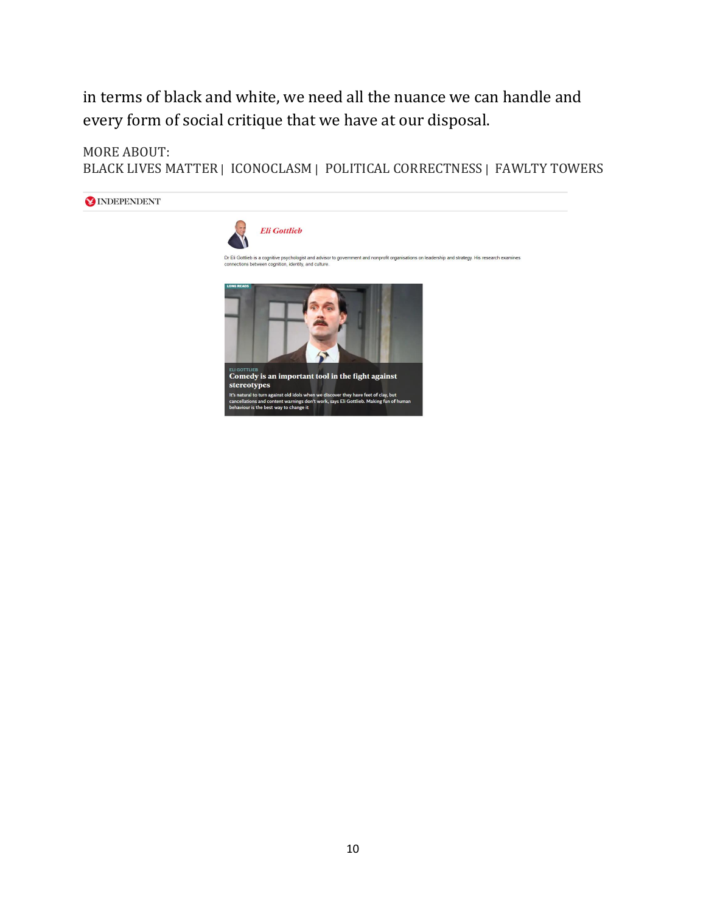in terms of black and white, we need all the nuance we can handle and every form of social critique that we have at our disposal.

MORE ABOUT:
BLACK LIVES MATTER | ICONOCLASM | POLITICAL CORRECTNESS | FAWLTY TOWERS

INDEPENDENT

*Eli Gottlieb*

Dr Eli Gottlieb is a cognitive psychologist and advisor to government and nonprofit organisations on leadership and strategy. His research examines connections between cognition, identity, and culture.

LONG READS

ELI GOTTLIEB

**Comedy is an important tool in the fight against stereotypes**

It's natural to turn against old idols when we discover they have feet of clay, but cancellations and content warnings don't work, says Eli Gottlieb. Making fun of human behaviour is the best way to change it